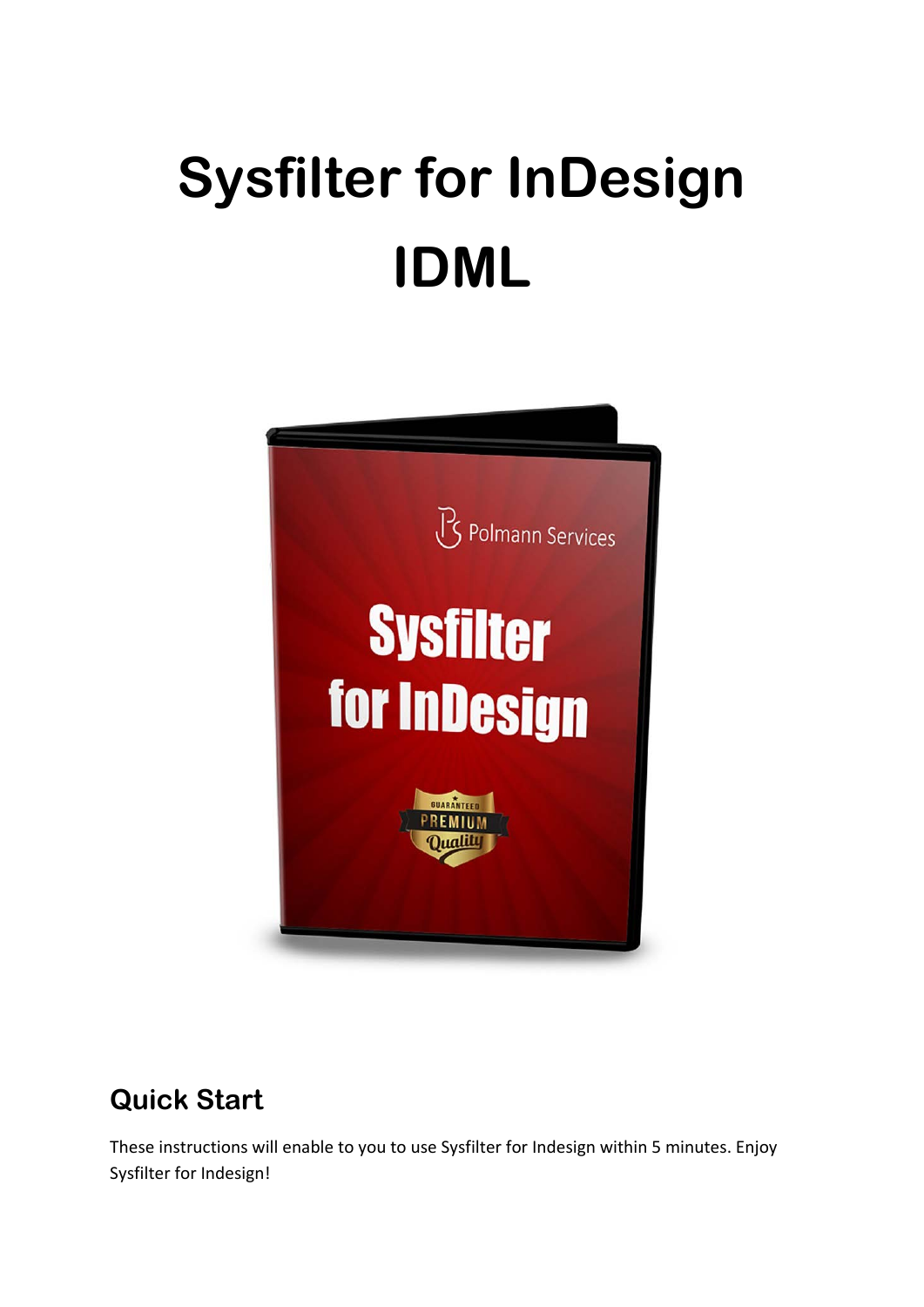# Sysfilter for InDesign IDML

## Quick Start

These instructions will enable to you to use Sysfilter for Indesign within 5 minutes. Enjoy Sysfilter for Indesign!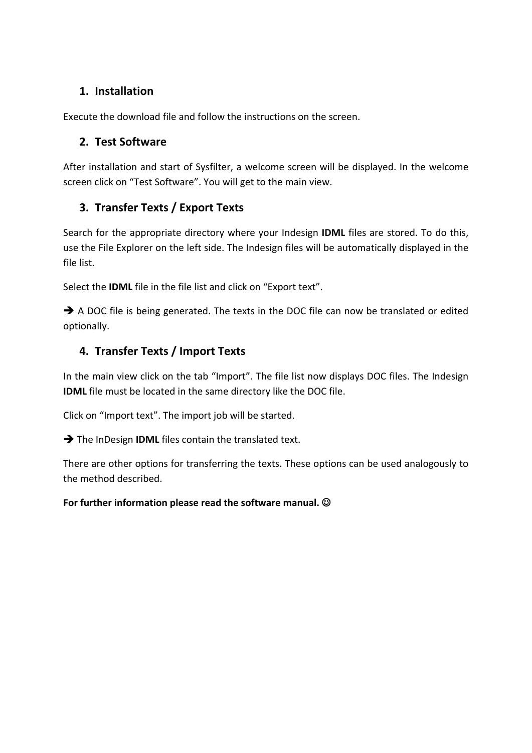## 1. Installation

Execute the download file and follow the instructions on the screen.

## 2. Test Software

After installation and start of Sysfilter, a welcome screen will be displayed. In the welcome screen click on “Test Software”. You will get to the main view.

## 3. Transfer Texts / Export Texts

Search for the appropriate directory where your Indesign **IDML** files are stored. To do this, use the File Explorer on the left side. The Indesign files will be automatically displayed in the file list.

Select the **IDML** file in the file list and click on “Export text”.

➔ A DOC file is being generated. The texts in the DOC file can now be translated or edited optionally.

## 4. Transfer Texts / Import Texts

In the main view click on the tab “Import”. The file list now displays DOC files. The Indesign **IDML** file must be located in the same directory like the DOC file.

Click on “Import text”. The import job will be started.

➔ The InDesign **IDML** files contain the translated text.

There are other options for transferring the texts. These options can be used analogously to the method described.

**For further information please read the software manual. ☺**